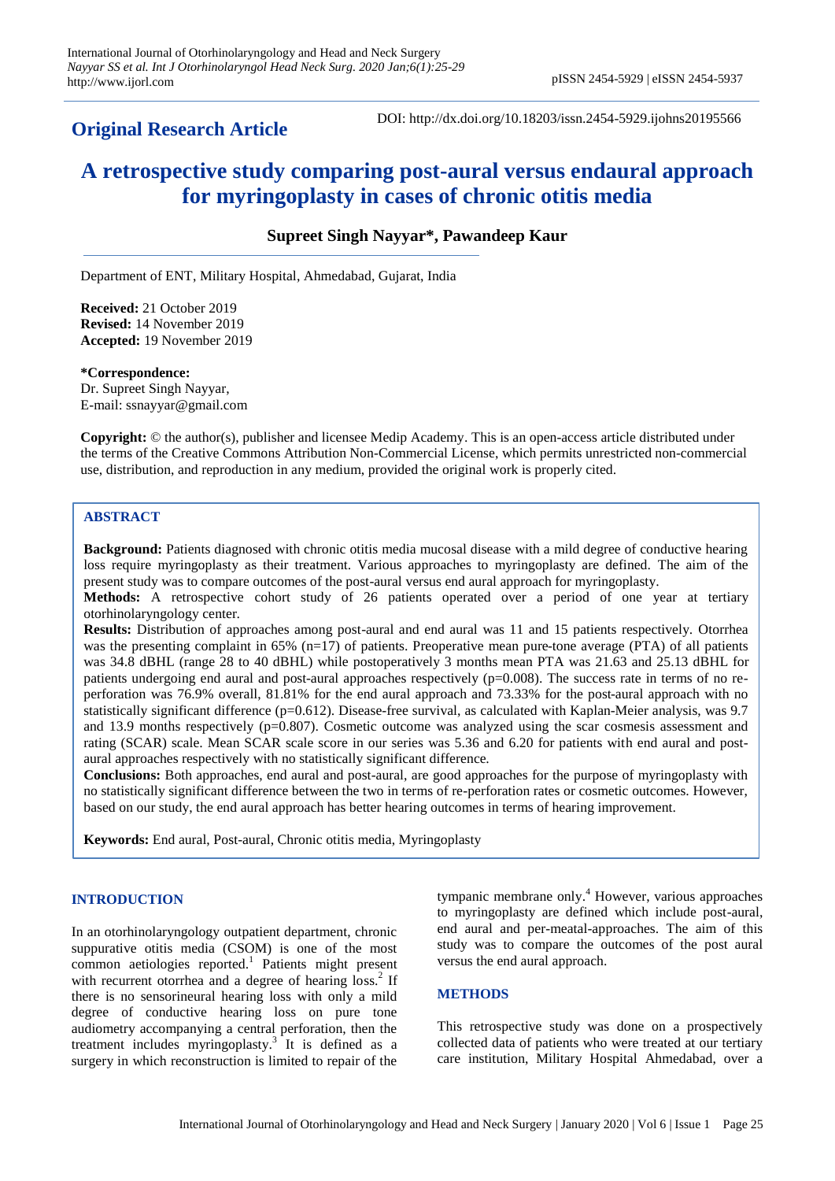**Original Research Article**

DOI: http://dx.doi.org/10.18203/issn.2454-5929.ijohns20195566

# A retrospective study comparing post-aural versus endaural approach for myringoplasty in cases of chronic otitis media

**Supreet Singh Nayyar\*, Pawandeep Kaur**

Department of ENT, Military Hospital, Ahmedabad, Gujarat, India

**Received:** 21 October 2019
**Revised:** 14 November 2019
**Accepted:** 19 November 2019

**\*Correspondence:**
Dr. Supreet Singh Nayyar,
E-mail: ssnayyar@gmail.com

**Copyright:** © the author(s), publisher and licensee Medip Academy. This is an open-access article distributed under the terms of the Creative Commons Attribution Non-Commercial License, which permits unrestricted non-commercial use, distribution, and reproduction in any medium, provided the original work is properly cited.

## ABSTRACT

**Background:** Patients diagnosed with chronic otitis media mucosal disease with a mild degree of conductive hearing loss require myringoplasty as their treatment. Various approaches to myringoplasty are defined. The aim of the present study was to compare outcomes of the post-aural versus end aural approach for myringoplasty.

**Methods:** A retrospective cohort study of 26 patients operated over a period of one year at tertiary otorhinolaryngology center.

**Results:** Distribution of approaches among post-aural and end aural was 11 and 15 patients respectively. Otorrhea was the presenting complaint in 65% (n=17) of patients. Preoperative mean pure-tone average (PTA) of all patients was 34.8 dBHL (range 28 to 40 dBHL) while postoperatively 3 months mean PTA was 21.63 and 25.13 dBHL for patients undergoing end aural and post-aural approaches respectively (p=0.008). The success rate in terms of no re-perforation was 76.9% overall, 81.81% for the end aural approach and 73.33% for the post-aural approach with no statistically significant difference (p=0.612). Disease-free survival, as calculated with Kaplan-Meier analysis, was 9.7 and 13.9 months respectively (p=0.807). Cosmetic outcome was analyzed using the scar cosmesis assessment and rating (SCAR) scale. Mean SCAR scale score in our series was 5.36 and 6.20 for patients with end aural and post-aural approaches respectively with no statistically significant difference.

**Conclusions:** Both approaches, end aural and post-aural, are good approaches for the purpose of myringoplasty with no statistically significant difference between the two in terms of re-perforation rates or cosmetic outcomes. However, based on our study, the end aural approach has better hearing outcomes in terms of hearing improvement.

**Keywords:** End aural, Post-aural, Chronic otitis media, Myringoplasty

## INTRODUCTION

In an otorhinolaryngology outpatient department, chronic suppurative otitis media (CSOM) is one of the most common aetiologies reported.[1] Patients might present with recurrent otorrhea and a degree of hearing loss.[2] If there is no sensorineural hearing loss with only a mild degree of conductive hearing loss on pure tone audiometry accompanying a central perforation, then the treatment includes myringoplasty.[3] It is defined as a surgery in which reconstruction is limited to repair of the tympanic membrane only.[4] However, various approaches to myringoplasty are defined which include post-aural, end aural and per-meatal-approaches. The aim of this study was to compare the outcomes of the post aural versus the end aural approach.

## METHODS

This retrospective study was done on a prospectively collected data of patients who were treated at our tertiary care institution, Military Hospital Ahmedabad, over a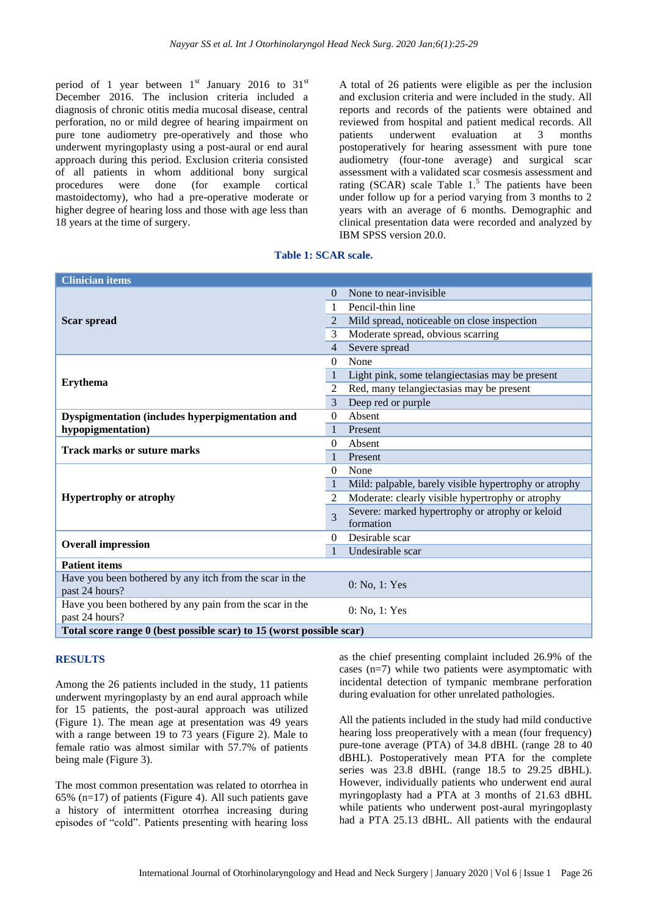period of 1 year between 1st January 2016 to 31st December 2016. The inclusion criteria included a diagnosis of chronic otitis media mucosal disease, central perforation, no or mild degree of hearing impairment on pure tone audiometry pre-operatively and those who underwent myringoplasty using a post-aural or end aural approach during this period. Exclusion criteria consisted of all patients in whom additional bony surgical procedures were done (for example cortical mastoidectomy), who had a pre-operative moderate or higher degree of hearing loss and those with age less than 18 years at the time of surgery.

A total of 26 patients were eligible as per the inclusion and exclusion criteria and were included in the study. All reports and records of the patients were obtained and reviewed from hospital and patient medical records. All patients underwent evaluation at 3 months postoperatively for hearing assessment with pure tone audiometry (four-tone average) and surgical scar assessment with a validated scar cosmesis assessment and rating (SCAR) scale Table 1.[5] The patients have been under follow up for a period varying from 3 months to 2 years with an average of 6 months. Demographic and clinical presentation data were recorded and analyzed by IBM SPSS version 20.0.

**Table 1: SCAR scale.**

| **Clinician items** | | |
|---|---|---|
| **Scar spread** | 0 | None to near-invisible |
| | 1 | Pencil-thin line |
| | 2 | Mild spread, noticeable on close inspection |
| | 3 | Moderate spread, obvious scarring |
| | 4 | Severe spread |
| **Erythema** | 0 | None |
| | 1 | Light pink, some telangiectasias may be present |
| | 2 | Red, many telangiectasias may be present |
| | 3 | Deep red or purple |
| **Dyspigmentation (includes hyperpigmentation and hypopigmentation)** | 0 | Absent |
| | 1 | Present |
| **Track marks or suture marks** | 0 | Absent |
| | 1 | Present |
| **Hypertrophy or atrophy** | 0 | None |
| | 1 | Mild: palpable, barely visible hypertrophy or atrophy |
| | 2 | Moderate: clearly visible hypertrophy or atrophy |
| | 3 | Severe: marked hypertrophy or atrophy or keloid formation |
| **Overall impression** | 0 | Desirable scar |
| | 1 | Undesirable scar |
| **Patient items** | | |
| Have you been bothered by any itch from the scar in the past 24 hours? | | 0: No, 1: Yes |
| Have you been bothered by any pain from the scar in the past 24 hours? | | 0: No, 1: Yes |
| **Total score range 0 (best possible scar) to 15 (worst possible scar)** | | |

## RESULTS

Among the 26 patients included in the study, 11 patients underwent myringoplasty by an end aural approach while for 15 patients, the post-aural approach was utilized (Figure 1). The mean age at presentation was 49 years with a range between 19 to 73 years (Figure 2). Male to female ratio was almost similar with 57.7% of patients being male (Figure 3).

The most common presentation was related to otorrhea in 65% (n=17) of patients (Figure 4). All such patients gave a history of intermittent otorrhea increasing during episodes of "cold". Patients presenting with hearing loss as the chief presenting complaint included 26.9% of the cases (n=7) while two patients were asymptomatic with incidental detection of tympanic membrane perforation during evaluation for other unrelated pathologies.

All the patients included in the study had mild conductive hearing loss preoperatively with a mean (four frequency) pure-tone average (PTA) of 34.8 dBHL (range 28 to 40 dBHL). Postoperatively mean PTA for the complete series was 23.8 dBHL (range 18.5 to 29.25 dBHL). However, individually patients who underwent end aural myringoplasty had a PTA at 3 months of 21.63 dBHL while patients who underwent post-aural myringoplasty had a PTA 25.13 dBHL. All patients with the endaural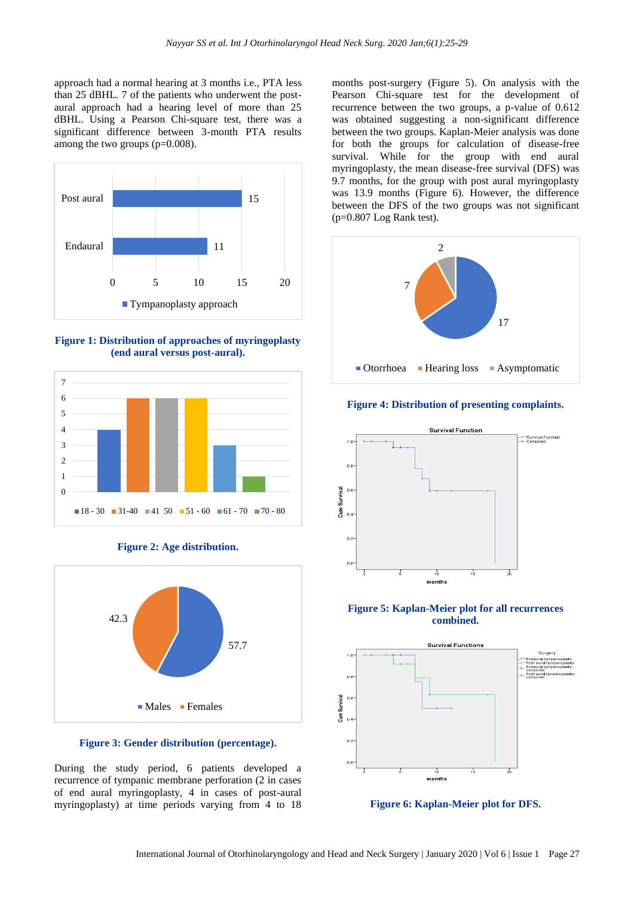approach had a normal hearing at 3 months i.e., PTA less than 25 dBHL. 7 of the patients who underwent the post-aural approach had a hearing level of more than 25 dBHL. Using a Pearson Chi-square test, there was a significant difference between 3-month PTA results among the two groups (p=0.008).

**Figure 1: Distribution of approaches of myringoplasty (end aural versus post-aural).**

**Figure 2: Age distribution.**

**Figure 3: Gender distribution (percentage).**

During the study period, 6 patients developed a recurrence of tympanic membrane perforation (2 in cases of end aural myringoplasty, 4 in cases of post-aural myringoplasty) at time periods varying from 4 to 18 months post-surgery (Figure 5). On analysis with the Pearson Chi-square test for the development of recurrence between the two groups, a p-value of 0.612 was obtained suggesting a non-significant difference between the two groups. Kaplan-Meier analysis was done for both the groups for calculation of disease-free survival. While for the group with end aural myringoplasty, the mean disease-free survival (DFS) was 9.7 months, for the group with post aural myringoplasty was 13.9 months (Figure 6). However, the difference between the DFS of the two groups was not significant (p=0.807 Log Rank test).

**Figure 4: Distribution of presenting complaints.**

**Figure 5: Kaplan-Meier plot for all recurrences combined.**

**Figure 6: Kaplan-Meier plot for DFS.**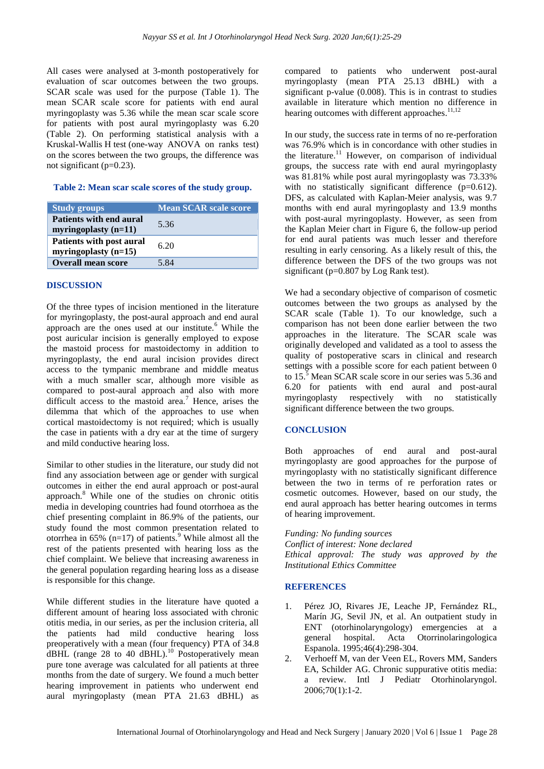All cases were analysed at 3-month postoperatively for evaluation of scar outcomes between the two groups. SCAR scale was used for the purpose (Table 1). The mean SCAR scale score for patients with end aural myringoplasty was 5.36 while the mean scar scale score for patients with post aural myringoplasty was 6.20 (Table 2). On performing statistical analysis with a Kruskal-Wallis H test (one-way ANOVA on ranks test) on the scores between the two groups, the difference was not significant (p=0.23).

**Table 2: Mean scar scale scores of the study group.**

| Study groups | Mean SCAR scale score |
| --- | --- |
| **Patients with end aural myringoplasty (n=11)** | 5.36 |
| **Patients with post aural myringoplasty (n=15)** | 6.20 |
| **Overall mean score** | 5.84 |

## DISCUSSION

Of the three types of incision mentioned in the literature for myringoplasty, the post-aural approach and end aural approach are the ones used at our institute.[6] While the post auricular incision is generally employed to expose the mastoid process for mastoidectomy in addition to myringoplasty, the end aural incision provides direct access to the tympanic membrane and middle meatus with a much smaller scar, although more visible as compared to post-aural approach and also with more difficult access to the mastoid area.[7] Hence, arises the dilemma that which of the approaches to use when cortical mastoidectomy is not required; which is usually the case in patients with a dry ear at the time of surgery and mild conductive hearing loss.

Similar to other studies in the literature, our study did not find any association between age or gender with surgical outcomes in either the end aural approach or post-aural approach.[8] While one of the studies on chronic otitis media in developing countries had found otorrhoea as the chief presenting complaint in 86.9% of the patients, our study found the most common presentation related to otorrhea in 65% (n=17) of patients.[9] While almost all the rest of the patients presented with hearing loss as the chief complaint. We believe that increasing awareness in the general population regarding hearing loss as a disease is responsible for this change.

While different studies in the literature have quoted a different amount of hearing loss associated with chronic otitis media, in our series, as per the inclusion criteria, all the patients had mild conductive hearing loss preoperatively with a mean (four frequency) PTA of 34.8 dBHL (range 28 to 40 dBHL).[10] Postoperatively mean pure tone average was calculated for all patients at three months from the date of surgery. We found a much better hearing improvement in patients who underwent end aural myringoplasty (mean PTA 21.63 dBHL) as compared to patients who underwent post-aural myringoplasty (mean PTA 25.13 dBHL) with a significant p-value (0.008). This is in contrast to studies available in literature which mention no difference in hearing outcomes with different approaches.[11,12]

In our study, the success rate in terms of no re-perforation was 76.9% which is in concordance with other studies in the literature.[11] However, on comparison of individual groups, the success rate with end aural myringoplasty was 81.81% while post aural myringoplasty was 73.33% with no statistically significant difference (p=0.612). DFS, as calculated with Kaplan-Meier analysis, was 9.7 months with end aural myringoplasty and 13.9 months with post-aural myringoplasty. However, as seen from the Kaplan Meier chart in Figure 6, the follow-up period for end aural patients was much lesser and therefore resulting in early censoring. As a likely result of this, the difference between the DFS of the two groups was not significant (p=0.807 by Log Rank test).

We had a secondary objective of comparison of cosmetic outcomes between the two groups as analysed by the SCAR scale (Table 1). To our knowledge, such a comparison has not been done earlier between the two approaches in the literature. The SCAR scale was originally developed and validated as a tool to assess the quality of postoperative scars in clinical and research settings with a possible score for each patient between 0 to 15.[5] Mean SCAR scale score in our series was 5.36 and 6.20 for patients with end aural and post-aural myringoplasty respectively with no statistically significant difference between the two groups.

## CONCLUSION

Both approaches of end aural and post-aural myringoplasty are good approaches for the purpose of myringoplasty with no statistically significant difference between the two in terms of re perforation rates or cosmetic outcomes. However, based on our study, the end aural approach has better hearing outcomes in terms of hearing improvement.

*Funding: No funding sources*
*Conflict of interest: None declared*
*Ethical approval: The study was approved by the Institutional Ethics Committee*

## REFERENCES

1. Pérez JO, Rivares JE, Leache JP, Fernández RL, Marín JG, Sevil JN, et al. An outpatient study in ENT (otorhinolaryngology) emergencies at a general hospital. Acta Otorrinolaringologica Espanola. 1995;46(4):298-304.
2. Verhoeff M, van der Veen EL, Rovers MM, Sanders EA, Schilder AG. Chronic suppurative otitis media: a review. Intl J Pediatr Otorhinolaryngol. 2006;70(1):1-2.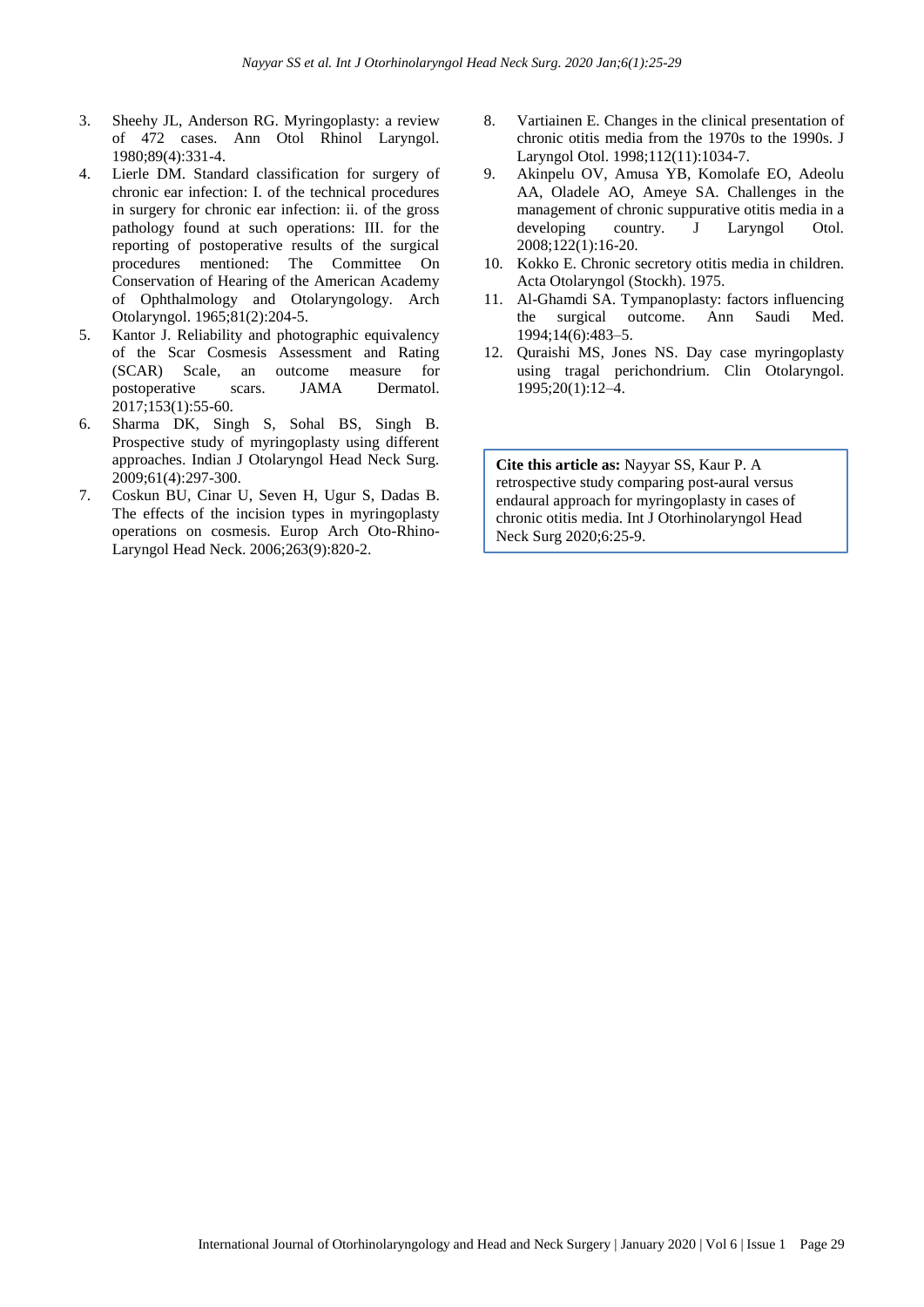3. Sheehy JL, Anderson RG. Myringoplasty: a review of 472 cases. Ann Otol Rhinol Laryngol. 1980;89(4):331-4.
4. Lierle DM. Standard classification for surgery of chronic ear infection: I. of the technical procedures in surgery for chronic ear infection: ii. of the gross pathology found at such operations: III. for the reporting of postoperative results of the surgical procedures mentioned: The Committee On Conservation of Hearing of the American Academy of Ophthalmology and Otolaryngology. Arch Otolaryngol. 1965;81(2):204-5.
5. Kantor J. Reliability and photographic equivalency of the Scar Cosmesis Assessment and Rating (SCAR) Scale, an outcome measure for postoperative scars. JAMA Dermatol. 2017;153(1):55-60.
6. Sharma DK, Singh S, Sohal BS, Singh B. Prospective study of myringoplasty using different approaches. Indian J Otolaryngol Head Neck Surg. 2009;61(4):297-300.
7. Coskun BU, Cinar U, Seven H, Ugur S, Dadas B. The effects of the incision types in myringoplasty operations on cosmesis. Europ Arch Oto-Rhino-Laryngol Head Neck. 2006;263(9):820-2.
8. Vartiainen E. Changes in the clinical presentation of chronic otitis media from the 1970s to the 1990s. J Laryngol Otol. 1998;112(11):1034-7.
9. Akinpelu OV, Amusa YB, Komolafe EO, Adeolu AA, Oladele AO, Ameye SA. Challenges in the management of chronic suppurative otitis media in a developing country. J Laryngol Otol. 2008;122(1):16-20.
10. Kokko E. Chronic secretory otitis media in children. Acta Otolaryngol (Stockh). 1975.
11. Al-Ghamdi SA. Tympanoplasty: factors influencing the surgical outcome. Ann Saudi Med. 1994;14(6):483–5.
12. Quraishi MS, Jones NS. Day case myringoplasty using tragal perichondrium. Clin Otolaryngol. 1995;20(1):12–4.

**Cite this article as:** Nayyar SS, Kaur P. A retrospective study comparing post-aural versus endaural approach for myringoplasty in cases of chronic otitis media. Int J Otorhinolaryngol Head Neck Surg 2020;6:25-9.